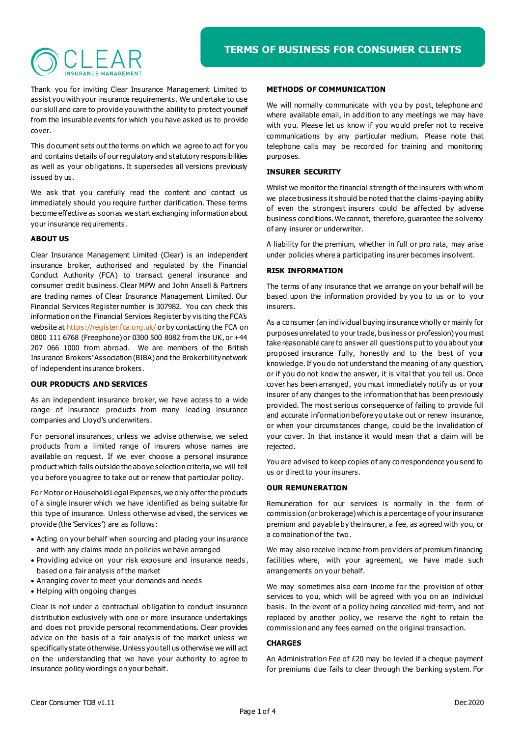# TERMS OF BUSINESS FOR CONSUMER CLIENTS

Thank you for inviting Clear Insurance Management Limited to assist you with your insurance requirements. We undertake to use our skill and care to provide you with the ability to protect yourself from the insurable events for which you have asked us to provide cover.

This document sets out the terms on which we agree to act for you and contains details of our regulatory and statutory responsibilities as well as your obligations. It supersedes all versions previously issued by us.

We ask that you carefully read the content and contact us immediately should you require further clarification. These terms become effective as soon as we start exchanging information about your insurance requirements.

## ABOUT US

Clear Insurance Management Limited (Clear) is an independent insurance broker, authorised and regulated by the Financial Conduct Authority (FCA) to transact general insurance and consumer credit business. Clear MPW and John Ansell & Partners are trading names of Clear Insurance Management Limited. Our Financial Services Register number is 307982. You can check this information on the Financial Services Register by visiting the FCA's website at https://register.fca.org.uk/ or by contacting the FCA on 0800 111 6768 (Freephone) or 0300 500 8082 from the UK, or +44 207 066 1000 from abroad. We are members of the British Insurance Brokers' Association (BIBA) and the Brokerbility network of independent insurance brokers.

## OUR PRODUCTS AND SERVICES

As an independent insurance broker, we have access to a wide range of insurance products from many leading insurance companies and Lloyd's underwriters.

For personal insurances, unless we advise otherwise, we select products from a limited range of insurers whose names are available on request. If we ever choose a personal insurance product which falls outside the above selection criteria, we will tell you before you agree to take out or renew that particular policy.

For Motor or Household Legal Expenses, we only offer the products of a single insurer which we have identified as being suitable for this type of insurance. Unless otherwise advised, the services we provide (the 'Services') are as follows:

- Acting on your behalf when sourcing and placing your insurance and with any claims made on policies we have arranged
- Providing advice on your risk exposure and insurance needs, based on a fair analysis of the market
- Arranging cover to meet your demands and needs
- Helping with ongoing changes

Clear is not under a contractual obligation to conduct insurance distribution exclusively with one or more insurance undertakings and does not provide personal recommendations. Clear provides advice on the basis of a fair analysis of the market unless we specifically state otherwise. Unless you tell us otherwise we will act on the understanding that we have your authority to agree to insurance policy wordings on your behalf.

## METHODS OF COMMUNICATION

We will normally communicate with you by post, telephone and where available email, in addition to any meetings we may have with you. Please let us know if you would prefer not to receive communications by any particular medium. Please note that telephone calls may be recorded for training and monitoring purposes.

## INSURER SECURITY

Whilst we monitor the financial strength of the insurers with whom we place business it should be noted that the claims-paying ability of even the strongest insurers could be affected by adverse business conditions. We cannot, therefore, guarantee the solvency of any insurer or underwriter.

A liability for the premium, whether in full or pro rata, may arise under policies where a participating insurer becomes insolvent.

## RISK INFORMATION

The terms of any insurance that we arrange on your behalf will be based upon the information provided by you to us or to your insurers.

As a consumer (an individual buying insurance wholly or mainly for purposes unrelated to your trade, business or profession) you must take reasonable care to answer all questions put to you about your proposed insurance fully, honestly and to the best of your knowledge. If you do not understand the meaning of any question, or if you do not know the answer, it is vital that you tell us. Once cover has been arranged, you must immediately notify us or your insurer of any changes to the information that has been previously provided. The most serious consequence of failing to provide full and accurate information before you take out or renew insurance, or when your circumstances change, could be the invalidation of your cover. In that instance it would mean that a claim will be rejected.

You are advised to keep copies of any correspondence you send to us or direct to your insurers.

## OUR REMUNERATION

Remuneration for our services is normally in the form of commission (or brokerage) which is a percentage of your insurance premium and payable by the insurer, a fee, as agreed with you, or a combination of the two.

We may also receive income from providers of premium financing facilities where, with your agreement, we have made such arrangements on your behalf.

We may sometimes also earn income for the provision of other services to you, which will be agreed with you on an individual basis. In the event of a policy being cancelled mid-term, and not replaced by another policy, we reserve the right to retain the commission and any fees earned on the original transaction.

## CHARGES

An Administration Fee of £20 may be levied if a cheque payment for premiums due fails to clear through the banking system. For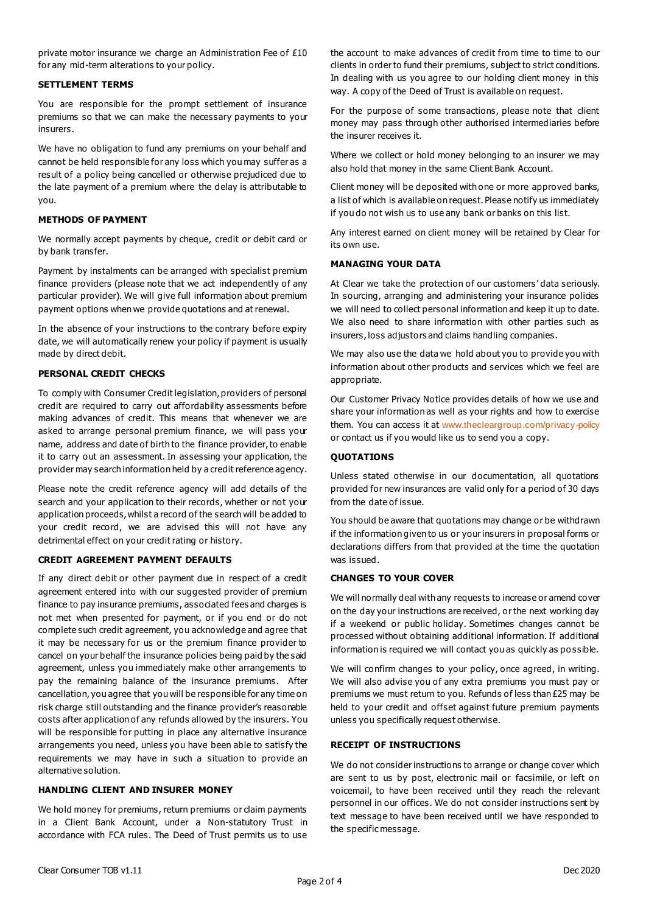private motor insurance we charge an Administration Fee of £10 for any mid-term alterations to your policy.

## SETTLEMENT TERMS

You are responsible for the prompt settlement of insurance premiums so that we can make the necessary payments to your insurers.

We have no obligation to fund any premiums on your behalf and cannot be held responsible for any loss which you may suffer as a result of a policy being cancelled or otherwise prejudiced due to the late payment of a premium where the delay is attributable to you.

## METHODS OF PAYMENT

We normally accept payments by cheque, credit or debit card or by bank transfer.

Payment by instalments can be arranged with specialist premium finance providers (please note that we act independently of any particular provider). We will give full information about premium payment options when we provide quotations and at renewal.

In the absence of your instructions to the contrary before expiry date, we will automatically renew your policy if payment is usually made by direct debit.

## PERSONAL CREDIT CHECKS

To comply with Consumer Credit legislation, providers of personal credit are required to carry out affordability assessments before making advances of credit. This means that whenever we are asked to arrange personal premium finance, we will pass your name, address and date of birth to the finance provider, to enable it to carry out an assessment. In assessing your application, the provider may search information held by a credit reference agency.

Please note the credit reference agency will add details of the search and your application to their records, whether or not your application proceeds, whilst a record of the search will be added to your credit record, we are advised this will not have any detrimental effect on your credit rating or history.

## CREDIT AGREEMENT PAYMENT DEFAULTS

If any direct debit or other payment due in respect of a credit agreement entered into with our suggested provider of premium finance to pay insurance premiums, associated fees and charges is not met when presented for payment, or if you end or do not complete such credit agreement, you acknowledge and agree that it may be necessary for us or the premium finance provider to cancel on your behalf the insurance policies being paid by the said agreement, unless you immediately make other arrangements to pay the remaining balance of the insurance premiums. After cancellation, you agree that you will be responsible for any time on risk charge still outstanding and the finance provider's reasonable costs after application of any refunds allowed by the insurers. You will be responsible for putting in place any alternative insurance arrangements you need, unless you have been able to satisfy the requirements we may have in such a situation to provide an alternative solution.

## HANDLING CLIENT AND INSURER MONEY

We hold money for premiums, return premiums or claim payments in a Client Bank Account, under a Non-statutory Trust in accordance with FCA rules. The Deed of Trust permits us to use the account to make advances of credit from time to time to our clients in order to fund their premiums, subject to strict conditions. In dealing with us you agree to our holding client money in this way. A copy of the Deed of Trust is available on request.

For the purpose of some transactions, please note that client money may pass through other authorised intermediaries before the insurer receives it.

Where we collect or hold money belonging to an insurer we may also hold that money in the same Client Bank Account.

Client money will be deposited with one or more approved banks, a list of which is available on request. Please notify us immediately if you do not wish us to use any bank or banks on this list.

Any interest earned on client money will be retained by Clear for its own use.

## MANAGING YOUR DATA

At Clear we take the protection of our customers' data seriously. In sourcing, arranging and administering your insurance policies we will need to collect personal information and keep it up to date. We also need to share information with other parties such as insurers, loss adjustors and claims handling companies.

We may also use the data we hold about you to provide you with information about other products and services which we feel are appropriate.

Our Customer Privacy Notice provides details of how we use and share your information as well as your rights and how to exercise them. You can access it at www.thecleargroup.com/privacy-policy or contact us if you would like us to send you a copy.

## QUOTATIONS

Unless stated otherwise in our documentation, all quotations provided for new insurances are valid only for a period of 30 days from the date of issue.

You should be aware that quotations may change or be withdrawn if the information given to us or your insurers in proposal forms or declarations differs from that provided at the time the quotation was issued.

## CHANGES TO YOUR COVER

We will normally deal with any requests to increase or amend cover on the day your instructions are received, or the next working day if a weekend or public holiday. Sometimes changes cannot be processed without obtaining additional information. If additional information is required we will contact you as quickly as possible.

We will confirm changes to your policy, once agreed, in writing. We will also advise you of any extra premiums you must pay or premiums we must return to you. Refunds of less than £25 may be held to your credit and offset against future premium payments unless you specifically request otherwise.

## RECEIPT OF INSTRUCTIONS

We do not consider instructions to arrange or change cover which are sent to us by post, electronic mail or facsimile, or left on voicemail, to have been received until they reach the relevant personnel in our offices. We do not consider instructions sent by text message to have been received until we have responded to the specific message.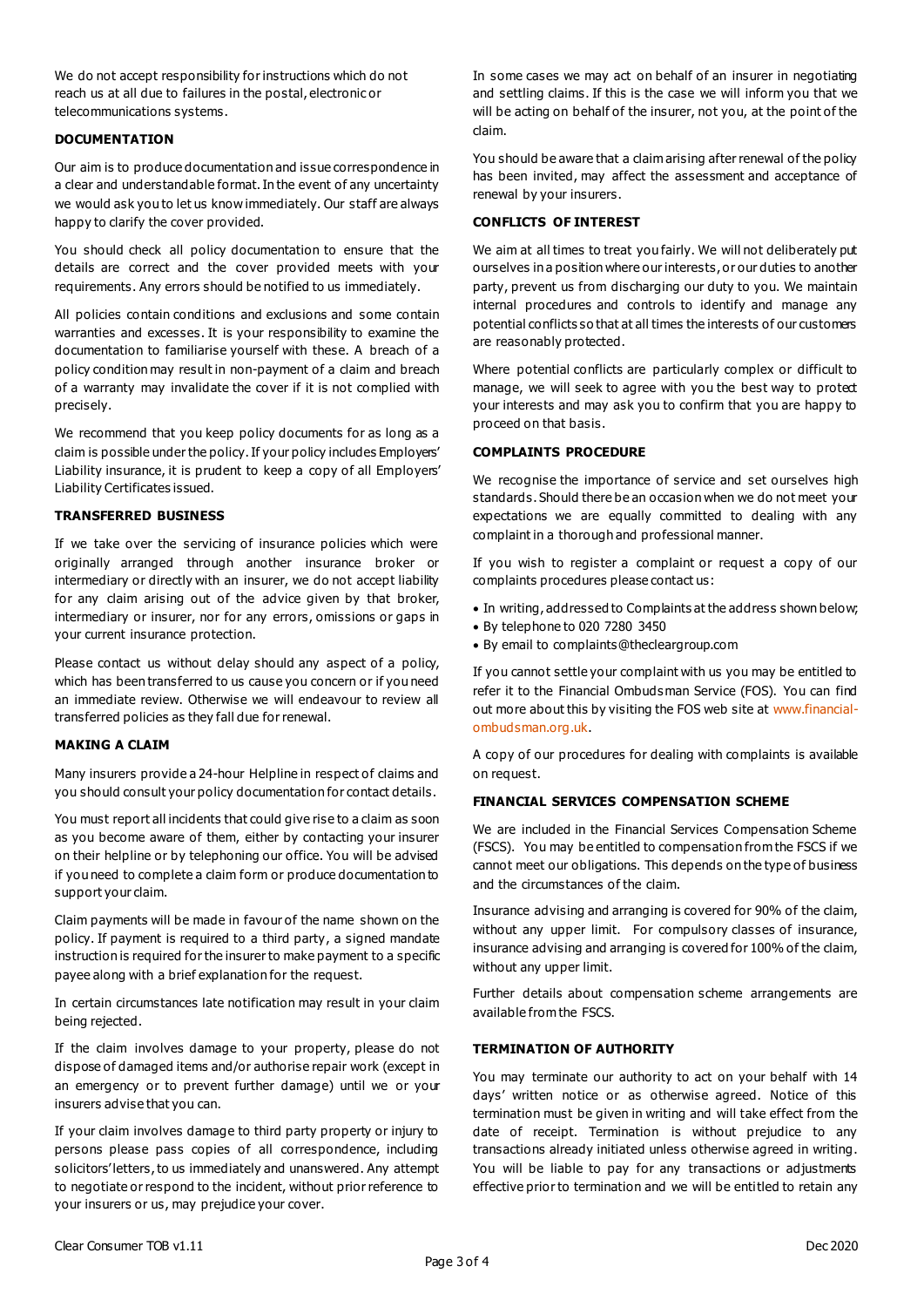We do not accept responsibility for instructions which do not reach us at all due to failures in the postal, electronic or telecommunications systems.

### DOCUMENTATION

Our aim is to produce documentation and issue correspondence in a clear and understandable format. In the event of any uncertainty we would ask you to let us know immediately. Our staff are always happy to clarify the cover provided.

You should check all policy documentation to ensure that the details are correct and the cover provided meets with your requirements. Any errors should be notified to us immediately.

All policies contain conditions and exclusions and some contain warranties and excesses. It is your responsibility to examine the documentation to familiarise yourself with these. A breach of a policy condition may result in non-payment of a claim and breach of a warranty may invalidate the cover if it is not complied with precisely.

We recommend that you keep policy documents for as long as a claim is possible under the policy. If your policy includes Employers' Liability insurance, it is prudent to keep a copy of all Employers' Liability Certificates issued.

### TRANSFERRED BUSINESS

If we take over the servicing of insurance policies which were originally arranged through another insurance broker or intermediary or directly with an insurer, we do not accept liability for any claim arising out of the advice given by that broker, intermediary or insurer, nor for any errors, omissions or gaps in your current insurance protection.

Please contact us without delay should any aspect of a policy, which has been transferred to us cause you concern or if you need an immediate review. Otherwise we will endeavour to review all transferred policies as they fall due for renewal.

### MAKING A CLAIM

Many insurers provide a 24-hour Helpline in respect of claims and you should consult your policy documentation for contact details.

You must report all incidents that could give rise to a claim as soon as you become aware of them, either by contacting your insurer on their helpline or by telephoning our office. You will be advised if you need to complete a claim form or produce documentation to support your claim.

Claim payments will be made in favour of the name shown on the policy. If payment is required to a third party, a signed mandate instruction is required for the insurer to make payment to a specific payee along with a brief explanation for the request.

In certain circumstances late notification may result in your claim being rejected.

If the claim involves damage to your property, please do not dispose of damaged items and/or authorise repair work (except in an emergency or to prevent further damage) until we or your insurers advise that you can.

If your claim involves damage to third party property or injury to persons please pass copies of all correspondence, including solicitors' letters, to us immediately and unanswered. Any attempt to negotiate or respond to the incident, without prior reference to your insurers or us, may prejudice your cover.

In some cases we may act on behalf of an insurer in negotiating and settling claims. If this is the case we will inform you that we will be acting on behalf of the insurer, not you, at the point of the claim.

You should be aware that a claim arising after renewal of the policy has been invited, may affect the assessment and acceptance of renewal by your insurers.

### CONFLICTS OF INTEREST

We aim at all times to treat you fairly. We will not deliberately put ourselves in a position where our interests, or our duties to another party, prevent us from discharging our duty to you. We maintain internal procedures and controls to identify and manage any potential conflicts so that at all times the interests of our customers are reasonably protected.

Where potential conflicts are particularly complex or difficult to manage, we will seek to agree with you the best way to protect your interests and may ask you to confirm that you are happy to proceed on that basis.

### COMPLAINTS PROCEDURE

We recognise the importance of service and set ourselves high standards. Should there be an occasion when we do not meet your expectations we are equally committed to dealing with any complaint in a thorough and professional manner.

If you wish to register a complaint or request a copy of our complaints procedures please contact us:

- In writing, addressed to Complaints at the address shown below;
- By telephone to 020 7280 3450
- By email to complaints@thecleargroup.com

If you cannot settle your complaint with us you may be entitled to refer it to the Financial Ombudsman Service (FOS). You can find out more about this by visiting the FOS web site at www.financial-ombudsman.org.uk.

A copy of our procedures for dealing with complaints is available on request.

### FINANCIAL SERVICES COMPENSATION SCHEME

We are included in the Financial Services Compensation Scheme (FSCS). You may be entitled to compensation from the FSCS if we cannot meet our obligations. This depends on the type of business and the circumstances of the claim.

Insurance advising and arranging is covered for 90% of the claim, without any upper limit. For compulsory classes of insurance, insurance advising and arranging is covered for 100% of the claim, without any upper limit.

Further details about compensation scheme arrangements are available from the FSCS.

### TERMINATION OF AUTHORITY

You may terminate our authority to act on your behalf with 14 days' written notice or as otherwise agreed. Notice of this termination must be given in writing and will take effect from the date of receipt. Termination is without prejudice to any transactions already initiated unless otherwise agreed in writing. You will be liable to pay for any transactions or adjustments effective prior to termination and we will be entitled to retain any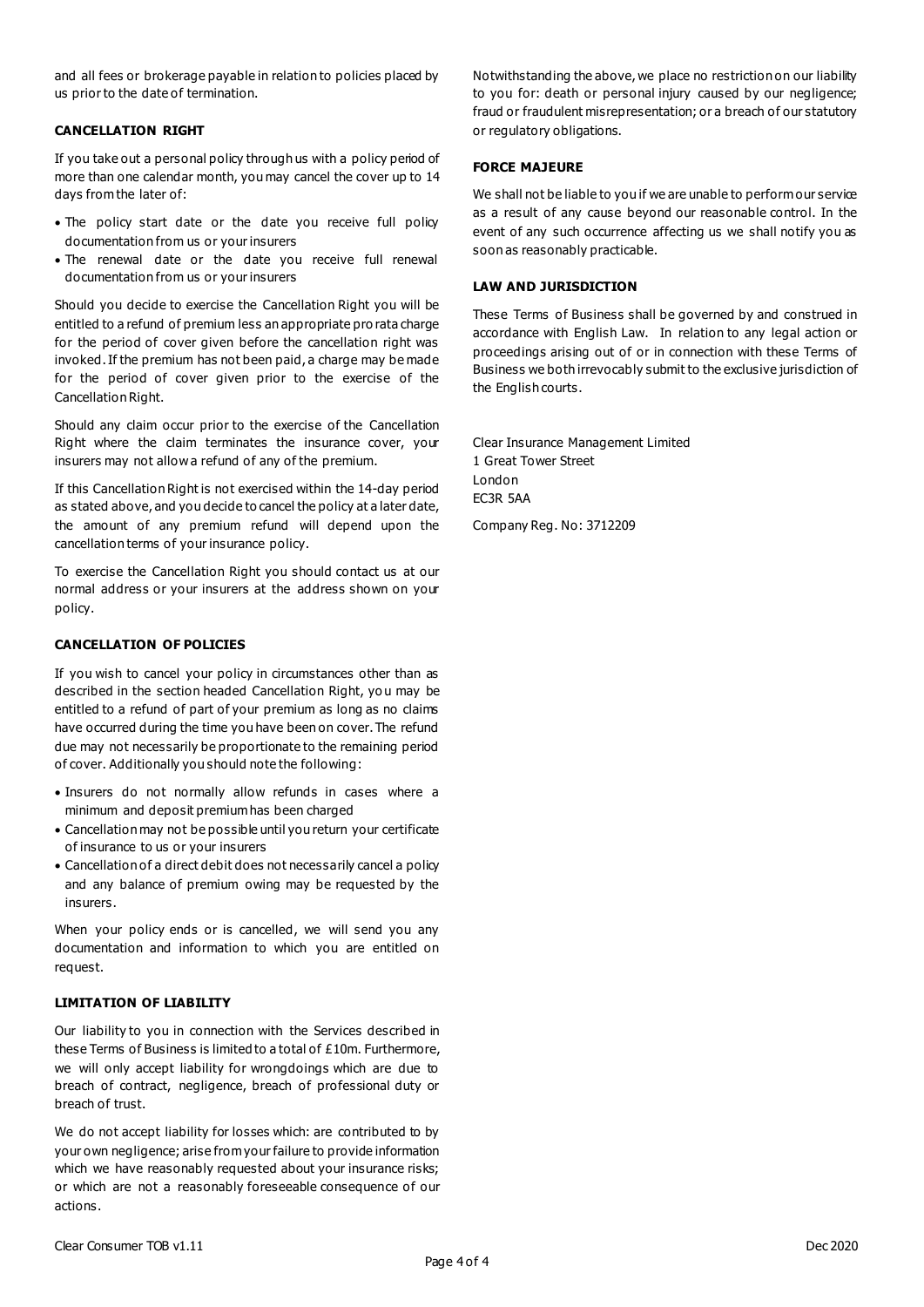and all fees or brokerage payable in relation to policies placed by us prior to the date of termination.

### CANCELLATION RIGHT

If you take out a personal policy through us with a policy period of more than one calendar month, you may cancel the cover up to 14 days from the later of:

- The policy start date or the date you receive full policy documentation from us or your insurers
- The renewal date or the date you receive full renewal documentation from us or your insurers

Should you decide to exercise the Cancellation Right you will be entitled to a refund of premium less an appropriate pro rata charge for the period of cover given before the cancellation right was invoked. If the premium has not been paid, a charge may be made for the period of cover given prior to the exercise of the Cancellation Right.

Should any claim occur prior to the exercise of the Cancellation Right where the claim terminates the insurance cover, your insurers may not allow a refund of any of the premium.

If this Cancellation Right is not exercised within the 14-day period as stated above, and you decide to cancel the policy at a later date, the amount of any premium refund will depend upon the cancellation terms of your insurance policy.

To exercise the Cancellation Right you should contact us at our normal address or your insurers at the address shown on your policy.

### CANCELLATION OF POLICIES

If you wish to cancel your policy in circumstances other than as described in the section headed Cancellation Right, you may be entitled to a refund of part of your premium as long as no claims have occurred during the time you have been on cover. The refund due may not necessarily be proportionate to the remaining period of cover. Additionally you should note the following:

- Insurers do not normally allow refunds in cases where a minimum and deposit premium has been charged
- Cancellation may not be possible until you return your certificate of insurance to us or your insurers
- Cancellation of a direct debit does not necessarily cancel a policy and any balance of premium owing may be requested by the insurers.

When your policy ends or is cancelled, we will send you any documentation and information to which you are entitled on request.

### LIMITATION OF LIABILITY

Our liability to you in connection with the Services described in these Terms of Business is limited to a total of £10m. Furthermore, we will only accept liability for wrongdoings which are due to breach of contract, negligence, breach of professional duty or breach of trust.

We do not accept liability for losses which: are contributed to by your own negligence; arise from your failure to provide information which we have reasonably requested about your insurance risks; or which are not a reasonably foreseeable consequence of our actions.

Notwithstanding the above, we place no restriction on our liability to you for: death or personal injury caused by our negligence; fraud or fraudulent misrepresentation; or a breach of our statutory or regulatory obligations.

### FORCE MAJEURE

We shall not be liable to you if we are unable to perform our service as a result of any cause beyond our reasonable control. In the event of any such occurrence affecting us we shall notify you as soon as reasonably practicable.

### LAW AND JURISDICTION

These Terms of Business shall be governed by and construed in accordance with English Law. In relation to any legal action or proceedings arising out of or in connection with these Terms of Business we both irrevocably submit to the exclusive jurisdiction of the English courts.

Clear Insurance Management Limited
1 Great Tower Street
London
EC3R 5AA

Company Reg. No: 3712209

Clear Consumer TOB v1.11 Dec 2020